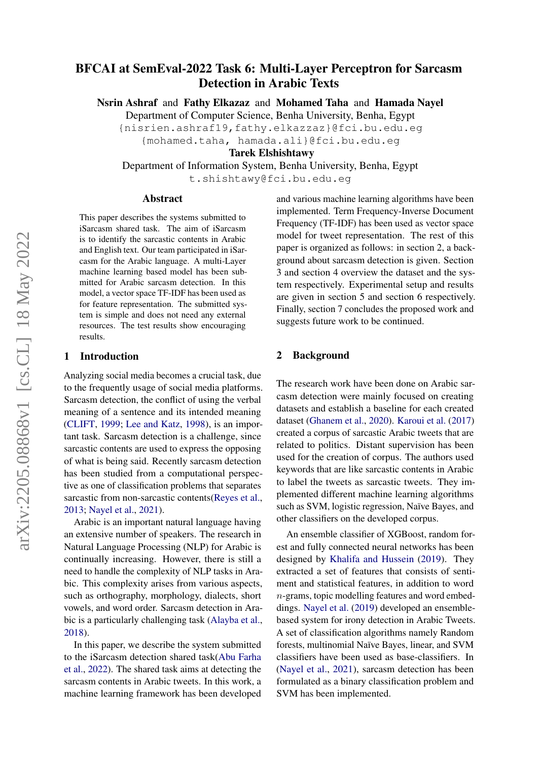# BFCAI at SemEval-2022 Task 6: Multi-Layer Perceptron for Sarcasm Detection in Arabic Texts

**Nsrin Ashraf** and **Fathy Elkazaz** and **Mohamed Taha** and **Hamada Nayel**
Department of Computer Science, Benha University, Benha, Egypt
{nisrien.ashraf19,fathy.elkazzaz}@fci.bu.edu.eg
{mohamed.taha, hamada.ali}@fci.bu.edu.eg
**Tarek Elshishtawy**
Department of Information System, Benha University, Benha, Egypt
t.shishtawy@fci.bu.edu.eg

## Abstract

This paper describes the systems submitted to iSarcasm shared task. The aim of iSarcasm is to identify the sarcastic contents in Arabic and English text. Our team participated in iSarcasm for the Arabic language. A multi-Layer machine learning based model has been submitted for Arabic sarcasm detection. In this model, a vector space TF-IDF has been used as for feature representation. The submitted system is simple and does not need any external resources. The test results show encouraging results.

## 1 Introduction

Analyzing social media becomes a crucial task, due to the frequently usage of social media platforms. Sarcasm detection, the conflict of using the verbal meaning of a sentence and its intended meaning (CLIFT, 1999; Lee and Katz, 1998), is an important task. Sarcasm detection is a challenge, since sarcastic contents are used to express the opposing of what is being said. Recently sarcasm detection has been studied from a computational perspective as one of classification problems that separates sarcastic from non-sarcastic contents(Reyes et al., 2013; Nayel et al., 2021).

Arabic is an important natural language having an extensive number of speakers. The research in Natural Language Processing (NLP) for Arabic is continually increasing. However, there is still a need to handle the complexity of NLP tasks in Arabic. This complexity arises from various aspects, such as orthography, morphology, dialects, short vowels, and word order. Sarcasm detection in Arabic is a particularly challenging task (Alayba et al., 2018).

In this paper, we describe the system submitted to the iSarcasm detection shared task(Abu Farha et al., 2022). The shared task aims at detecting the sarcasm contents in Arabic tweets. In this work, a machine learning framework has been developed and various machine learning algorithms have been implemented. Term Frequency-Inverse Document Frequency (TF-IDF) has been used as vector space model for tweet representation. The rest of this paper is organized as follows: in section 2, a background about sarcasm detection is given. Section 3 and section 4 overview the dataset and the system respectively. Experimental setup and results are given in section 5 and section 6 respectively. Finally, section 7 concludes the proposed work and suggests future work to be continued.

## 2 Background

The research work have been done on Arabic sarcasm detection were mainly focused on creating datasets and establish a baseline for each created dataset (Ghanem et al., 2020). Karoui et al. (2017) created a corpus of sarcastic Arabic tweets that are related to politics. Distant supervision has been used for the creation of corpus. The authors used keywords that are like sarcastic contents in Arabic to label the tweets as sarcastic tweets. They implemented different machine learning algorithms such as SVM, logistic regression, Naïve Bayes, and other classifiers on the developed corpus.

An ensemble classifier of XGBoost, random forest and fully connected neural networks has been designed by Khalifa and Hussein (2019). They extracted a set of features that consists of sentiment and statistical features, in addition to word $n$-grams, topic modelling features and word embeddings. Nayel et al. (2019) developed an ensemble-based system for irony detection in Arabic Tweets. A set of classification algorithms namely Random forests, multinomial Naïve Bayes, linear, and SVM classifiers have been used as base-classifiers. In (Nayel et al., 2021), sarcasm detection has been formulated as a binary classification problem and SVM has been implemented.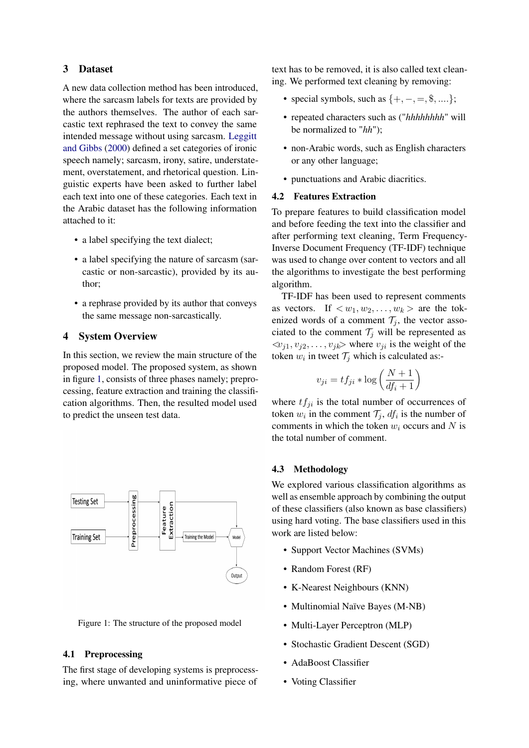## 3 Dataset

A new data collection method has been introduced, where the sarcasm labels for texts are provided by the authors themselves. The author of each sarcastic text rephrased the text to convey the same intended message without using sarcasm. Leggitt and Gibbs (2000) defined a set categories of ironic speech namely; sarcasm, irony, satire, understatement, overstatement, and rhetorical question. Linguistic experts have been asked to further label each text into one of these categories. Each text in the Arabic dataset has the following information attached to it:

- a label specifying the text dialect;
- a label specifying the nature of sarcasm (sarcastic or non-sarcastic), provided by its author;
- a rephrase provided by its author that conveys the same message non-sarcastically.

## 4 System Overview

In this section, we review the main structure of the proposed model. The proposed system, as shown in figure 1, consists of three phases namely; preprocessing, feature extraction and training the classification algorithms. Then, the resulted model used to predict the unseen test data.

Figure 1: The structure of the proposed model

### 4.1 Preprocessing

The first stage of developing systems is preprocessing, where unwanted and uninformative piece of text has to be removed, it is also called text cleaning. We performed text cleaning by removing:

- special symbols, such as $\{+, -, =, \$, ....\}$;
- repeated characters such as ("*hhhhhhhh*" will be normalized to "*hh*");
- non-Arabic words, such as English characters or any other language;
- punctuations and Arabic diacritics.

### 4.2 Features Extraction

To prepare features to build classification model and before feeding the text into the classifier and after performing text cleaning, Term Frequency-Inverse Document Frequency (TF-IDF) technique was used to change over content to vectors and all the algorithms to investigate the best performing algorithm.

TF-IDF has been used to represent comments as vectors. If $< w_1, w_2, \ldots, w_k >$ are the tokenized words of a comment $\mathcal{T}_j$, the vector associated to the comment $\mathcal{T}_j$ will be represented as $<v_{j1}, v_{j2}, \ldots, v_{jk}>$ where $v_{ji}$ is the weight of the token $w_i$ in tweet $\mathcal{T}_j$ which is calculated as:-

$$v_{ji} = tf_{ji} * \log\left(\frac{N+1}{df_i+1}\right)$$

where $tf_{ji}$ is the total number of occurrences of token $w_i$ in the comment $\mathcal{T}_j$, $df_i$ is the number of comments in which the token $w_i$ occurs and $N$ is the total number of comment.

### 4.3 Methodology

We explored various classification algorithms as well as ensemble approach by combining the output of these classifiers (also known as base classifiers) using hard voting. The base classifiers used in this work are listed below:

- Support Vector Machines (SVMs)
- Random Forest (RF)
- K-Nearest Neighbours (KNN)
- Multinomial Naïve Bayes (M-NB)
- Multi-Layer Perceptron (MLP)
- Stochastic Gradient Descent (SGD)
- AdaBoost Classifier
- Voting Classifier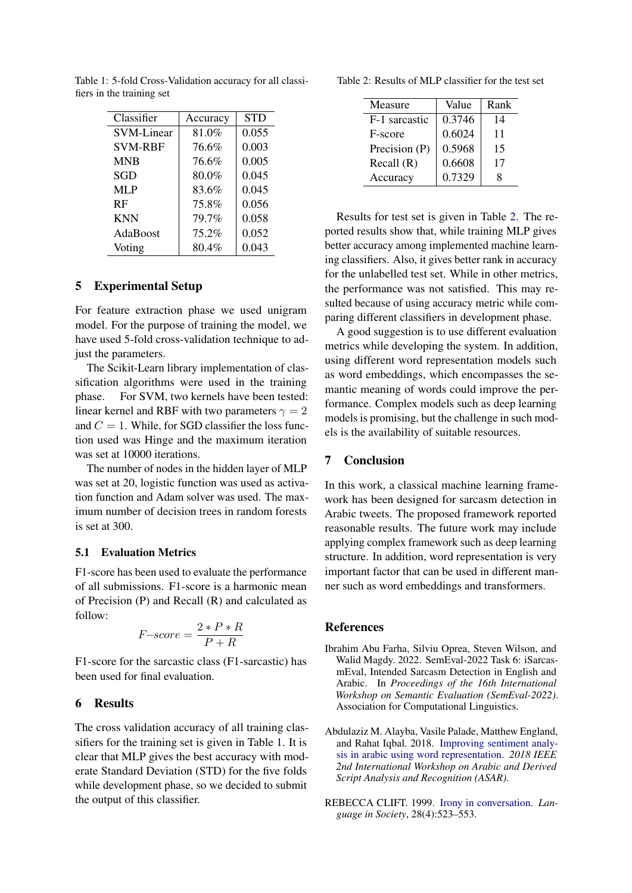Table 1: 5-fold Cross-Validation accuracy for all classifiers in the training set

| Classifier | Accuracy | STD |
|---|---|---|
| SVM-Linear | 81.0% | 0.055 |
| SVM-RBF | 76.6% | 0.003 |
| MNB | 76.6% | 0.005 |
| SGD | 80.0% | 0.045 |
| MLP | 83.6% | 0.045 |
| RF | 75.8% | 0.056 |
| KNN | 79.7% | 0.058 |
| AdaBoost | 75.2% | 0.052 |
| Voting | 80.4% | 0.043 |

## 5 Experimental Setup

For feature extraction phase we used unigram model. For the purpose of training the model, we have used 5-fold cross-validation technique to adjust the parameters.

The Scikit-Learn library implementation of classification algorithms were used in the training phase. For SVM, two kernels have been tested: linear kernel and RBF with two parameters $\gamma = 2$ and $C = 1$. While, for SGD classifier the loss function used was Hinge and the maximum iteration was set at 10000 iterations.

The number of nodes in the hidden layer of MLP was set at 20, logistic function was used as activation function and Adam solver was used. The maximum number of decision trees in random forests is set at 300.

### 5.1 Evaluation Metrics

F1-score has been used to evaluate the performance of all submissions. F1-score is a harmonic mean of Precision (P) and Recall (R) and calculated as follow:

$$F\text{–}score = \frac{2 * P * R}{P + R}$$

F1-score for the sarcastic class (F1-sarcastic) has been used for final evaluation.

## 6 Results

The cross validation accuracy of all training classifiers for the training set is given in Table 1. It is clear that MLP gives the best accuracy with moderate Standard Deviation (STD) for the five folds while development phase, so we decided to submit the output of this classifier.

Table 2: Results of MLP classifier for the test set

| Measure | Value | Rank |
|---|---|---|
| F-1 sarcastic | 0.3746 | 14 |
| F-score | 0.6024 | 11 |
| Precision (P) | 0.5968 | 15 |
| Recall (R) | 0.6608 | 17 |
| Accuracy | 0.7329 | 8 |

Results for test set is given in Table 2. The reported results show that, while training MLP gives better accuracy among implemented machine learning classifiers. Also, it gives better rank in accuracy for the unlabelled test set. While in other metrics, the performance was not satisfied. This may resulted because of using accuracy metric while comparing different classifiers in development phase.

A good suggestion is to use different evaluation metrics while developing the system. In addition, using different word representation models such as word embeddings, which encompasses the semantic meaning of words could improve the performance. Complex models such as deep learning models is promising, but the challenge in such models is the availability of suitable resources.

## 7 Conclusion

In this work, a classical machine learning framework has been designed for sarcasm detection in Arabic tweets. The proposed framework reported reasonable results. The future work may include applying complex framework such as deep learning structure. In addition, word representation is very important factor that can be used in different manner such as word embeddings and transformers.

## References

Ibrahim Abu Farha, Silviu Oprea, Steven Wilson, and Walid Magdy. 2022. SemEval-2022 Task 6: iSarcasmEval, Intended Sarcasm Detection in English and Arabic. In *Proceedings of the 16th International Workshop on Semantic Evaluation (SemEval-2022)*. Association for Computational Linguistics.

Abdulaziz M. Alayba, Vasile Palade, Matthew England, and Rahat Iqbal. 2018. Improving sentiment analysis in arabic using word representation. *2018 IEEE 2nd International Workshop on Arabic and Derived Script Analysis and Recognition (ASAR)*.

REBECCA CLIFT. 1999. Irony in conversation. *Language in Society*, 28(4):523–553.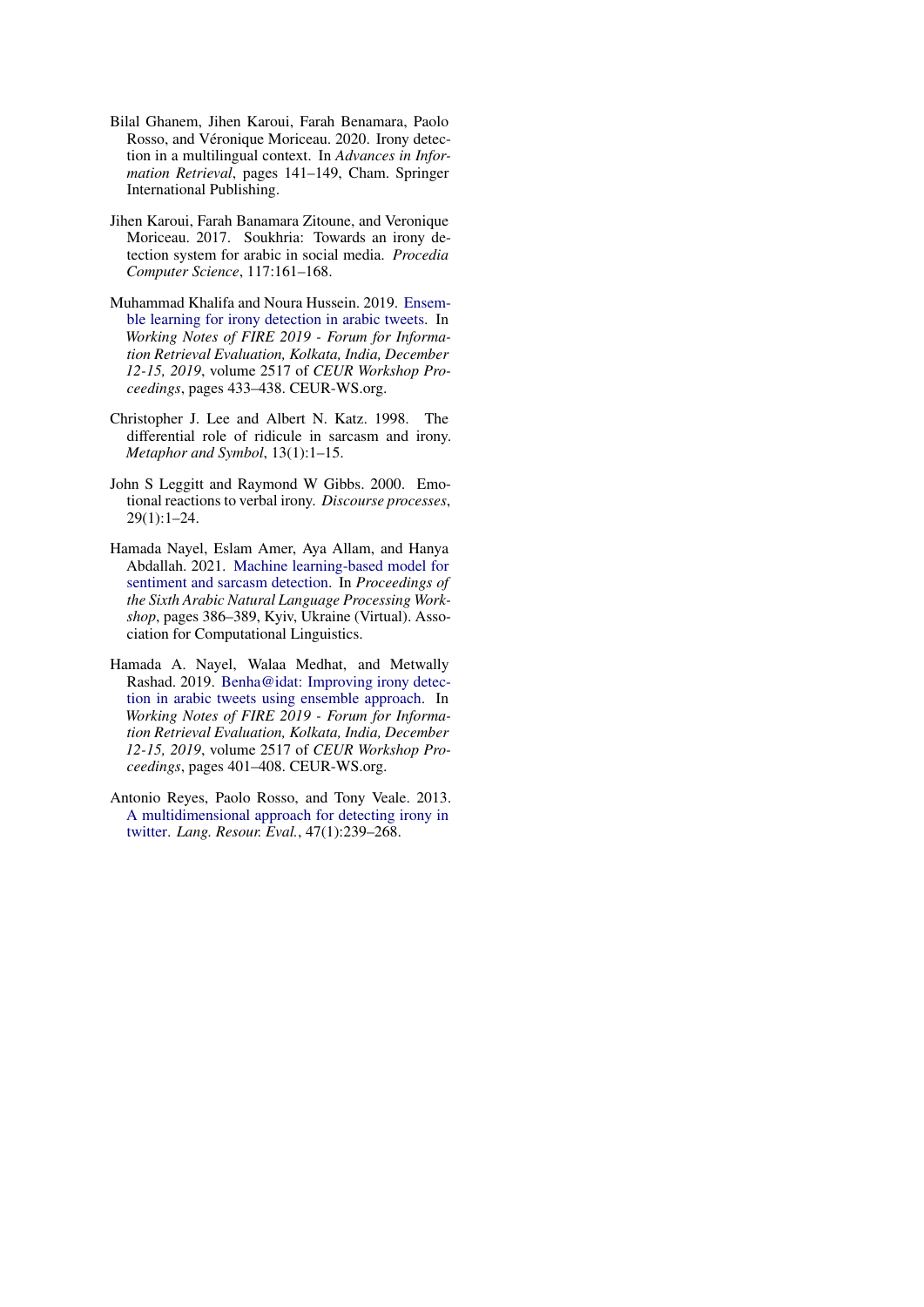Bilal Ghanem, Jihen Karoui, Farah Benamara, Paolo Rosso, and Véronique Moriceau. 2020. Irony detection in a multilingual context. In *Advances in Information Retrieval*, pages 141–149, Cham. Springer International Publishing.

Jihen Karoui, Farah Banamara Zitoune, and Veronique Moriceau. 2017. Soukhria: Towards an irony detection system for arabic in social media. *Procedia Computer Science*, 117:161–168.

Muhammad Khalifa and Noura Hussein. 2019. Ensemble learning for irony detection in arabic tweets. In *Working Notes of FIRE 2019 - Forum for Information Retrieval Evaluation, Kolkata, India, December 12-15, 2019*, volume 2517 of *CEUR Workshop Proceedings*, pages 433–438. CEUR-WS.org.

Christopher J. Lee and Albert N. Katz. 1998. The differential role of ridicule in sarcasm and irony. *Metaphor and Symbol*, 13(1):1–15.

John S Leggitt and Raymond W Gibbs. 2000. Emotional reactions to verbal irony. *Discourse processes*, 29(1):1–24.

Hamada Nayel, Eslam Amer, Aya Allam, and Hanya Abdallah. 2021. Machine learning-based model for sentiment and sarcasm detection. In *Proceedings of the Sixth Arabic Natural Language Processing Workshop*, pages 386–389, Kyiv, Ukraine (Virtual). Association for Computational Linguistics.

Hamada A. Nayel, Walaa Medhat, and Metwally Rashad. 2019. Benha@idat: Improving irony detection in arabic tweets using ensemble approach. In *Working Notes of FIRE 2019 - Forum for Information Retrieval Evaluation, Kolkata, India, December 12-15, 2019*, volume 2517 of *CEUR Workshop Proceedings*, pages 401–408. CEUR-WS.org.

Antonio Reyes, Paolo Rosso, and Tony Veale. 2013. A multidimensional approach for detecting irony in twitter. *Lang. Resour. Eval.*, 47(1):239–268.